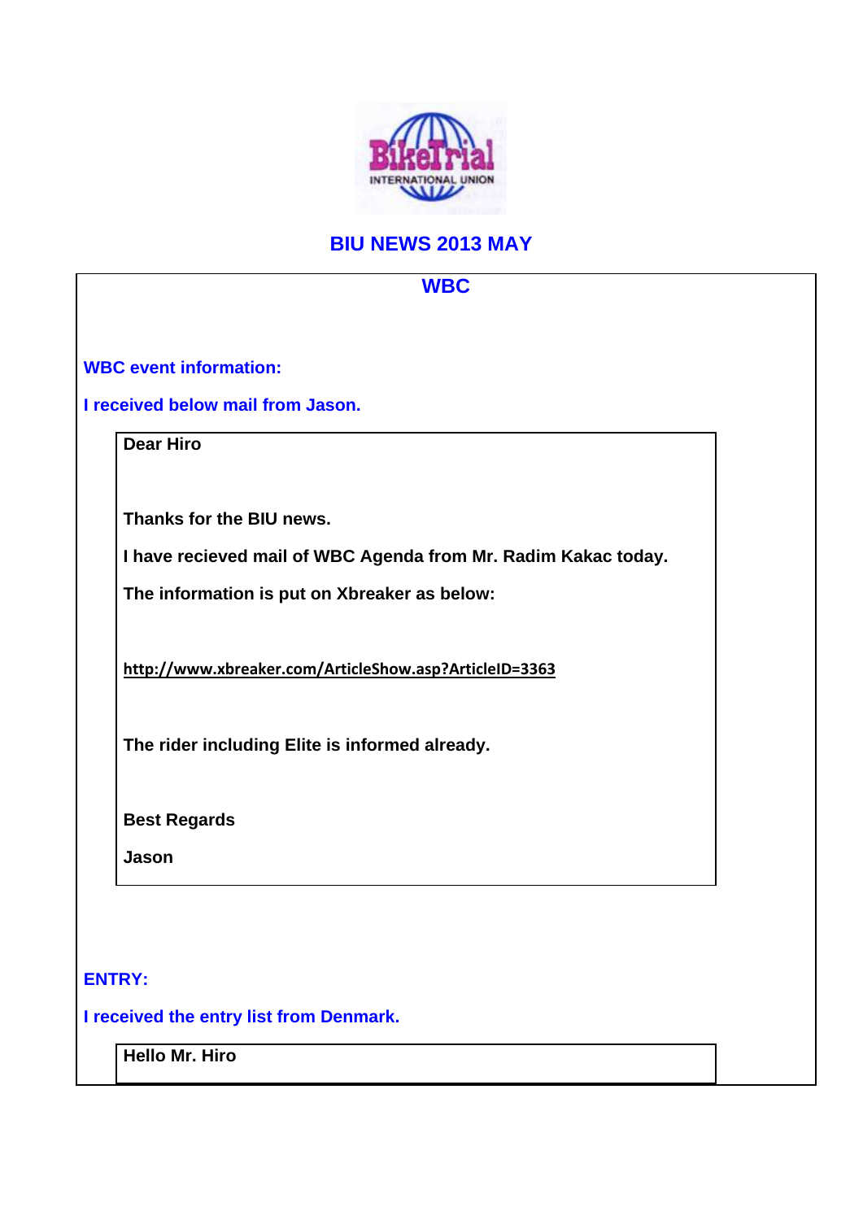# BIU NEWS 2013 MAY

## WBC

**WBC event information:**

**I received below mail from Jason.**

> **Dear Hiro**
>
> **Thanks for the BIU news.**
>
> **I have recieved mail of WBC Agenda from Mr. Radim Kakac today.**
>
> **The information is put on Xbreaker as below:**
>
> **http://www.xbreaker.com/ArticleShow.asp?ArticleID=3363**
>
> **The rider including Elite is informed already.**
>
> **Best Regards**
>
> **Jason**

**ENTRY:**

**I received the entry list from Denmark.**

> **Hello Mr. Hiro**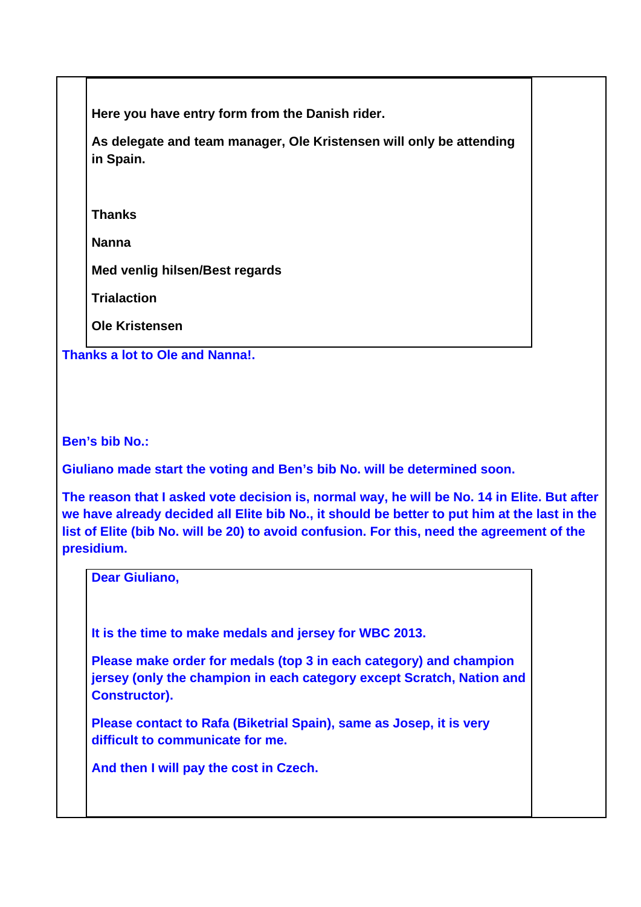> **Here you have entry form from the Danish rider.**
>
> **As delegate and team manager, Ole Kristensen will only be attending in Spain.**
>
> **Thanks**
>
> **Nanna**
>
> **Med venlig hilsen/Best regards**
>
> **Trialaction**
>
> **Ole Kristensen**

**Thanks a lot to Ole and Nanna!.**

**Ben's bib No.:**

**Giuliano made start the voting and Ben's bib No. will be determined soon.**

**The reason that I asked vote decision is, normal way, he will be No. 14 in Elite. But after we have already decided all Elite bib No., it should be better to put him at the last in the list of Elite (bib No. will be 20) to avoid confusion. For this, need the agreement of the presidium.**

> **Dear Giuliano,**
>
> **It is the time to make medals and jersey for WBC 2013.**
>
> **Please make order for medals (top 3 in each category) and champion jersey (only the champion in each category except Scratch, Nation and Constructor).**
>
> **Please contact to Rafa (Biketrial Spain), same as Josep, it is very difficult to communicate for me.**
>
> **And then I will pay the cost in Czech.**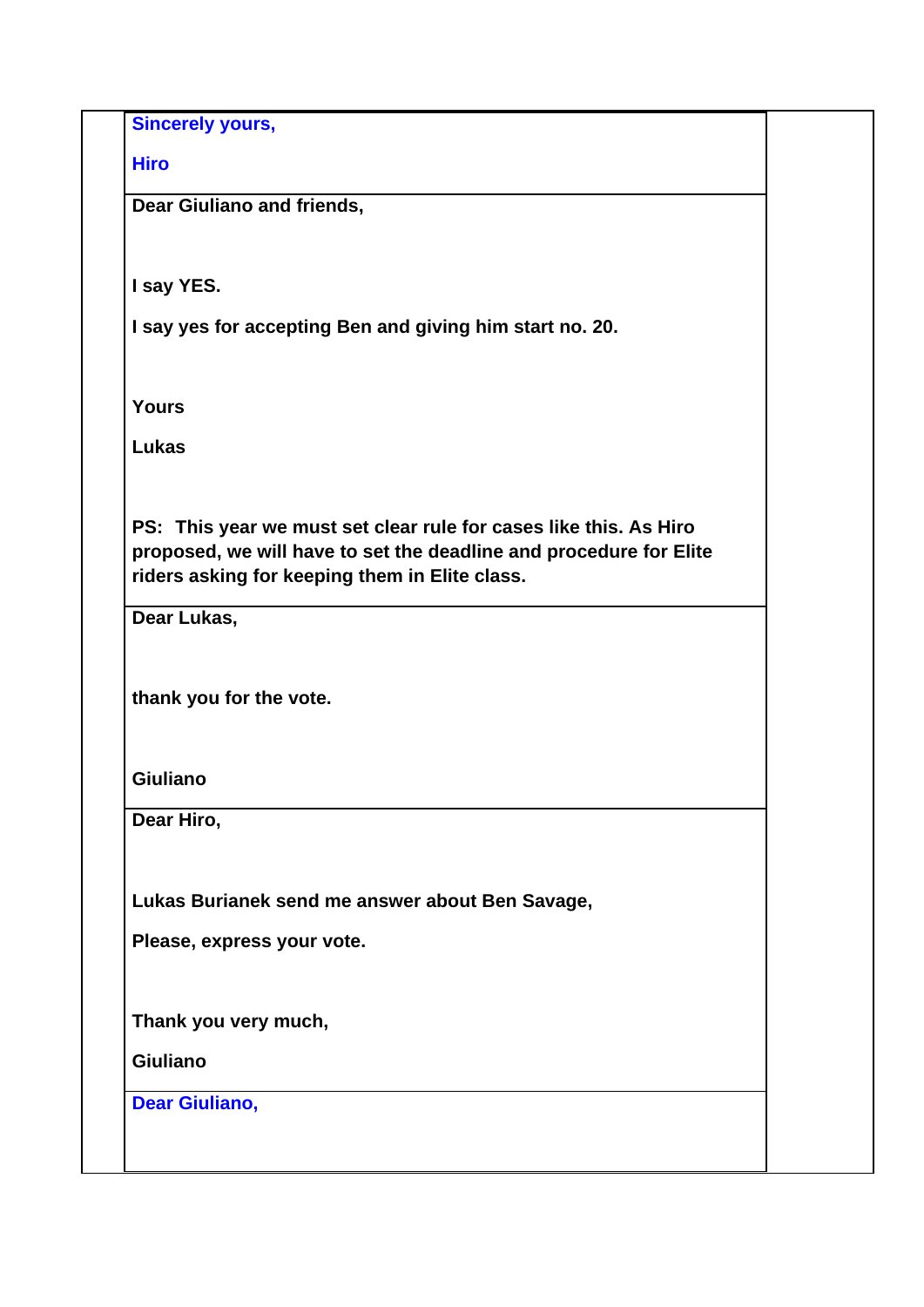**Sincerely yours,**

**Hiro**

---

**Dear Giuliano and friends,**

**I say YES.**

**I say yes for accepting Ben and giving him start no. 20.**

**Yours**

**Lukas**

**PS: This year we must set clear rule for cases like this. As Hiro proposed, we will have to set the deadline and procedure for Elite riders asking for keeping them in Elite class.**

---

**Dear Lukas,**

**thank you for the vote.**

**Giuliano**

---

**Dear Hiro,**

**Lukas Burianek send me answer about Ben Savage,**

**Please, express your vote.**

**Thank you very much,**

**Giuliano**

---

**Dear Giuliano,**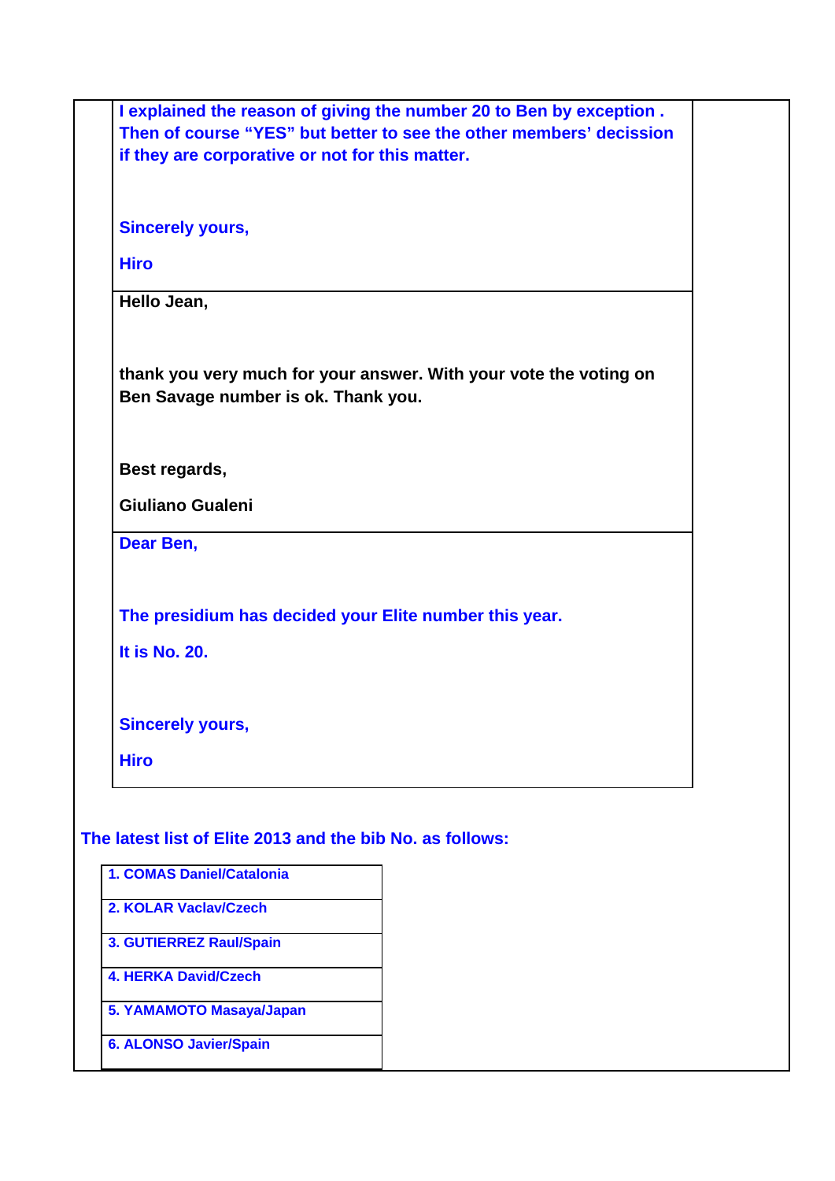**I explained the reason of giving the number 20 to Ben by exception . Then of course "YES" but better to see the other members' decission if they are corporative or not for this matter.**

**Sincerely yours,**

**Hiro**

---

**Hello Jean,**

**thank you very much for your answer. With your vote the voting on Ben Savage number is ok. Thank you.**

**Best regards,**

**Giuliano Gualeni**

---

**Dear Ben,**

**The presidium has decided your Elite number this year.**

**It is No. 20.**

**Sincerely yours,**

**Hiro**

---

**The latest list of Elite 2013 and the bib No. as follows:**

| |
|---|
| 1. COMAS Daniel/Catalonia |
| 2. KOLAR Vaclav/Czech |
| 3. GUTIERREZ Raul/Spain |
| 4. HERKA David/Czech |
| 5. YAMAMOTO Masaya/Japan |
| 6. ALONSO Javier/Spain |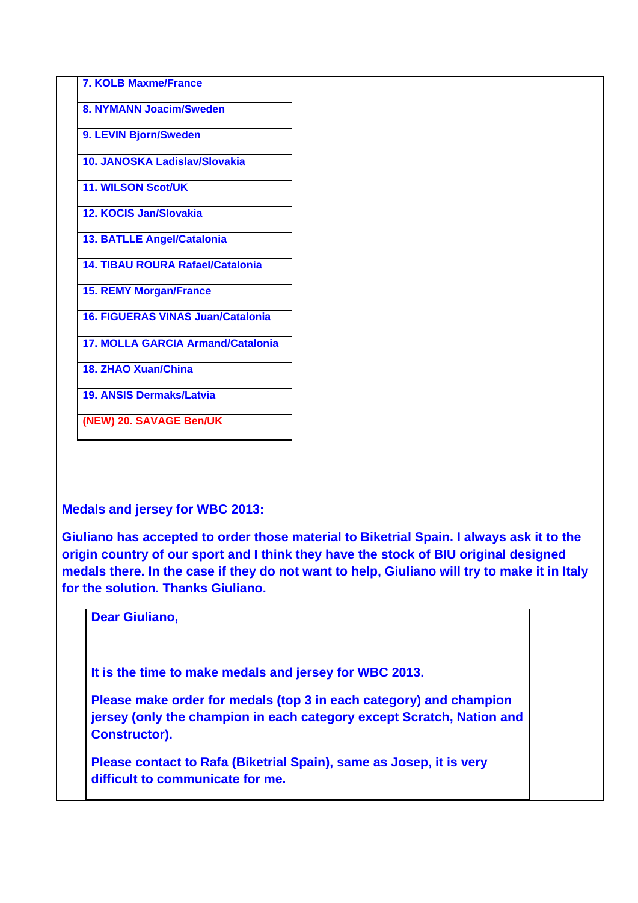| |
|---|
| 7. KOLB Maxme/France |
| 8. NYMANN Joacim/Sweden |
| 9. LEVIN Bjorn/Sweden |
| 10. JANOSKA Ladislav/Slovakia |
| 11. WILSON Scot/UK |
| 12. KOCIS Jan/Slovakia |
| 13. BATLLE Angel/Catalonia |
| 14. TIBAU ROURA Rafael/Catalonia |
| 15. REMY Morgan/France |
| 16. FIGUERAS VINAS Juan/Catalonia |
| 17. MOLLA GARCIA Armand/Catalonia |
| 18. ZHAO Xuan/China |
| 19. ANSIS Dermaks/Latvia |
| (NEW) 20. SAVAGE Ben/UK |

**Medals and jersey for WBC 2013:**

**Giuliano has accepted to order those material to Biketrial Spain. I always ask it to the origin country of our sport and I think they have the stock of BIU original designed medals there. In the case if they do not want to help, Giuliano will try to make it in Italy for the solution. Thanks Giuliano.**

> **Dear Giuliano,**
>
> **It is the time to make medals and jersey for WBC 2013.**
>
> **Please make order for medals (top 3 in each category) and champion jersey (only the champion in each category except Scratch, Nation and Constructor).**
>
> **Please contact to Rafa (Biketrial Spain), same as Josep, it is very difficult to communicate for me.**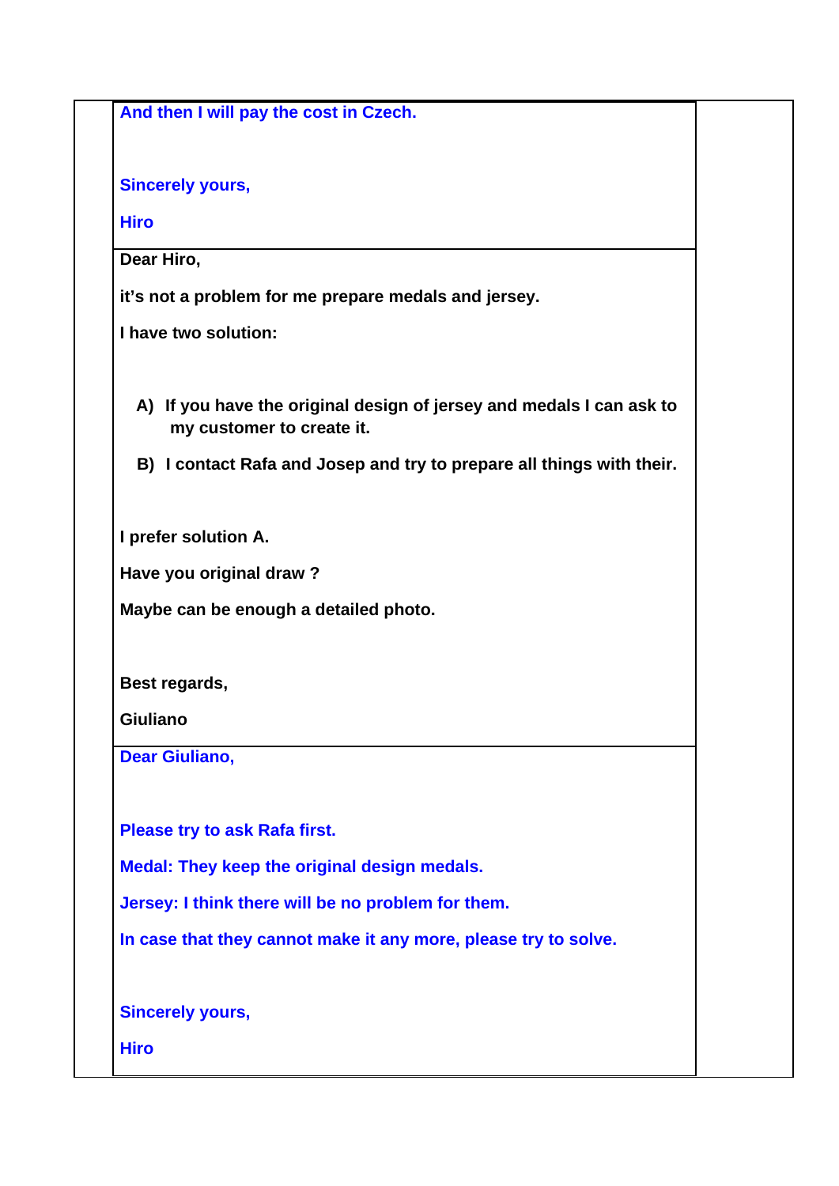**And then I will pay the cost in Czech.**

**Sincerely yours,**

**Hiro**

---

**Dear Hiro,**

**it's not a problem for me prepare medals and jersey.**

**I have two solution:**

**A) If you have the original design of jersey and medals I can ask to my customer to create it.**

**B) I contact Rafa and Josep and try to prepare all things with their.**

**I prefer solution A.**

**Have you original draw ?**

**Maybe can be enough a detailed photo.**

**Best regards,**

**Giuliano**

---

**Dear Giuliano,**

**Please try to ask Rafa first.**

**Medal: They keep the original design medals.**

**Jersey: I think there will be no problem for them.**

**In case that they cannot make it any more, please try to solve.**

**Sincerely yours,**

**Hiro**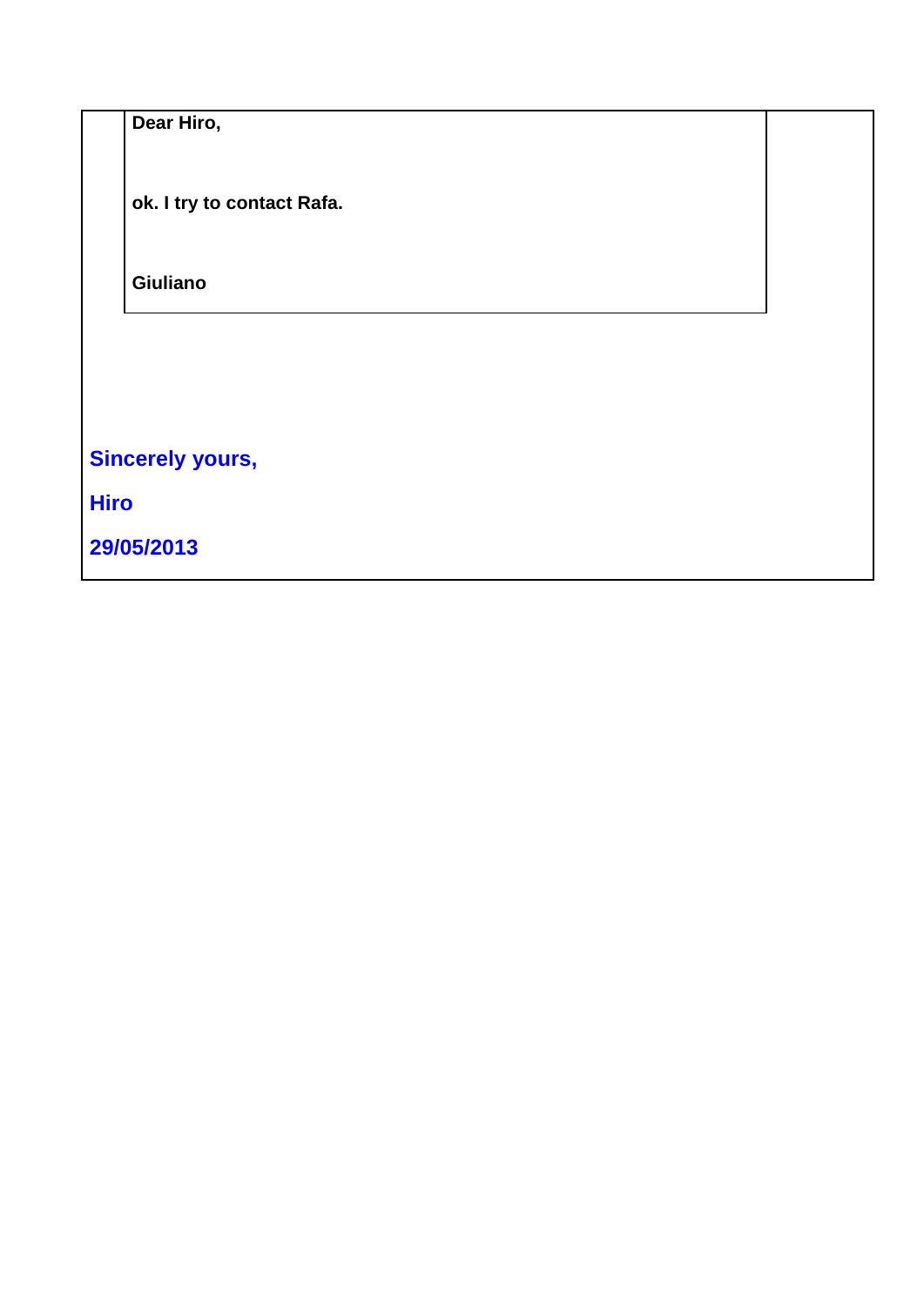**Dear Hiro,**

**ok. I try to contact Rafa.**

**Giuliano**

**Sincerely yours,**

**Hiro**

**29/05/2013**